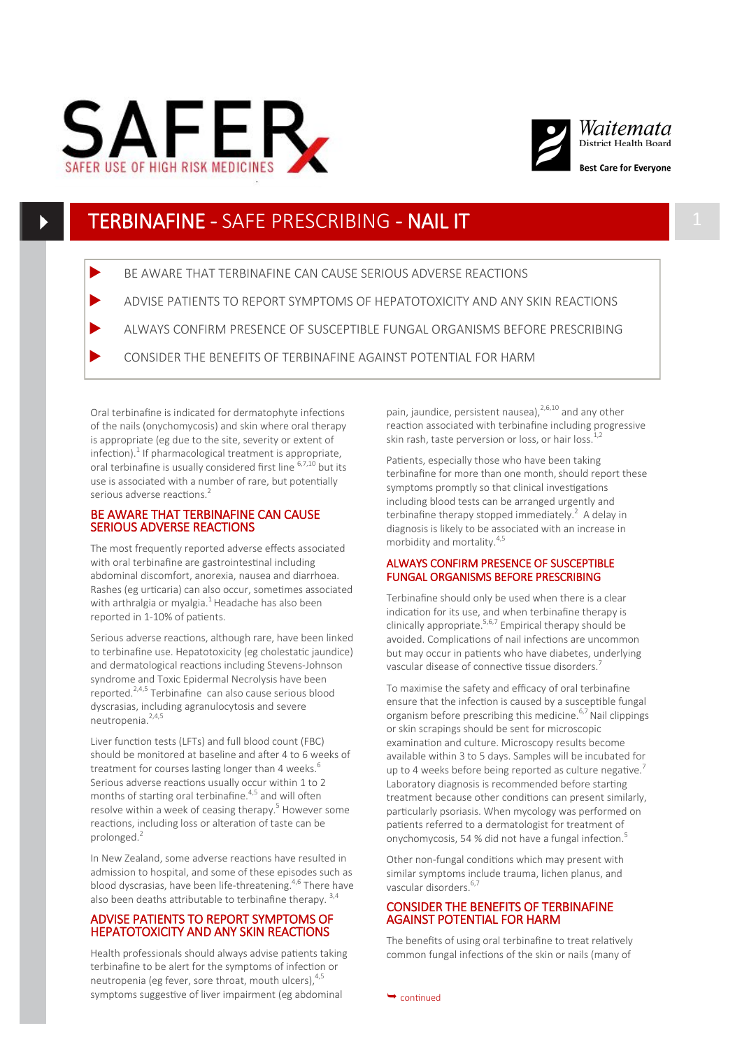SAFER USE OF HIGH RISK MEDICINES

Waitemata District Health Board

Best Care for Everyone

# TERBINAFINE - SAFE PRESCRIBING - NAIL IT

- BE AWARE THAT TERBINAFINE CAN CAUSE SERIOUS ADVERSE REACTIONS
- ADVISE PATIENTS TO REPORT SYMPTOMS OF HEPATOTOXICITY AND ANY SKIN REACTIONS
- ALWAYS CONFIRM PRESENCE OF SUSCEPTIBLE FUNGAL ORGANISMS BEFORE PRESCRIBING
- CONSIDER THE BENEFITS OF TERBINAFINE AGAINST POTENTIAL FOR HARM

Oral terbinafine is indicated for dermatophyte infections of the nails (onychomycosis) and skin where oral therapy is appropriate (eg due to the site, severity or extent of infection).[1] If pharmacological treatment is appropriate, oral terbinafine is usually considered first line [6,7,10] but its use is associated with a number of rare, but potentially serious adverse reactions.[2]

## BE AWARE THAT TERBINAFINE CAN CAUSE SERIOUS ADVERSE REACTIONS

The most frequently reported adverse effects associated with oral terbinafine are gastrointestinal including abdominal discomfort, anorexia, nausea and diarrhoea. Rashes (eg urticaria) can also occur, sometimes associated with arthralgia or myalgia.[1] Headache has also been reported in 1-10% of patients.

Serious adverse reactions, although rare, have been linked to terbinafine use. Hepatotoxicity (eg cholestatic jaundice) and dermatological reactions including Stevens-Johnson syndrome and Toxic Epidermal Necrolysis have been reported.[2,4,5] Terbinafine can also cause serious blood dyscrasias, including agranulocytosis and severe neutropenia.[2,4,5]

Liver function tests (LFTs) and full blood count (FBC) should be monitored at baseline and after 4 to 6 weeks of treatment for courses lasting longer than 4 weeks.[6] Serious adverse reactions usually occur within 1 to 2 months of starting oral terbinafine.[4,5] and will often resolve within a week of ceasing therapy.[5] However some reactions, including loss or alteration of taste can be prolonged.[2]

In New Zealand, some adverse reactions have resulted in admission to hospital, and some of these episodes such as blood dyscrasias, have been life-threatening.[4,6] There have also been deaths attributable to terbinafine therapy. [3,4]

## ADVISE PATIENTS TO REPORT SYMPTOMS OF HEPATOTOXICITY AND ANY SKIN REACTIONS

Health professionals should always advise patients taking terbinafine to be alert for the symptoms of infection or neutropenia (eg fever, sore throat, mouth ulcers),[4,5] symptoms suggestive of liver impairment (eg abdominal pain, jaundice, persistent nausea),[2,6,10] and any other reaction associated with terbinafine including progressive skin rash, taste perversion or loss, or hair loss.[1,2]

Patients, especially those who have been taking terbinafine for more than one month, should report these symptoms promptly so that clinical investigations including blood tests can be arranged urgently and terbinafine therapy stopped immediately.[2] A delay in diagnosis is likely to be associated with an increase in morbidity and mortality.[4,5]

## ALWAYS CONFIRM PRESENCE OF SUSCEPTIBLE FUNGAL ORGANISMS BEFORE PRESCRIBING

Terbinafine should only be used when there is a clear indication for its use, and when terbinafine therapy is clinically appropriate.[5,6,7] Empirical therapy should be avoided. Complications of nail infections are uncommon but may occur in patients who have diabetes, underlying vascular disease of connective tissue disorders.[7]

To maximise the safety and efficacy of oral terbinafine ensure that the infection is caused by a susceptible fungal organism before prescribing this medicine.[6,7] Nail clippings or skin scrapings should be sent for microscopic examination and culture. Microscopy results become available within 3 to 5 days. Samples will be incubated for up to 4 weeks before being reported as culture negative.[7] Laboratory diagnosis is recommended before starting treatment because other conditions can present similarly, particularly psoriasis. When mycology was performed on patients referred to a dermatologist for treatment of onychomycosis, 54 % did not have a fungal infection.[5]

Other non-fungal conditions which may present with similar symptoms include trauma, lichen planus, and vascular disorders.[6,7]

## CONSIDER THE BENEFITS OF TERBINAFINE AGAINST POTENTIAL FOR HARM

The benefits of using oral terbinafine to treat relatively common fungal infections of the skin or nails (many of

continued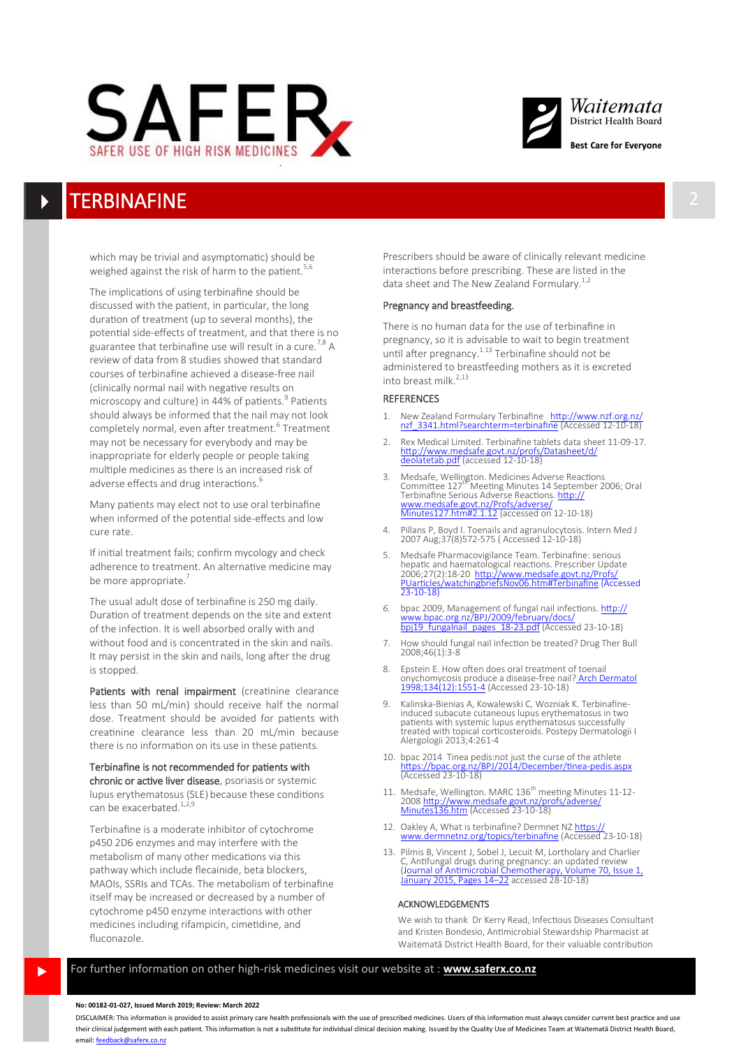# TERBINAFINE

which may be trivial and asymptomatic) should be weighed against the risk of harm to the patient.[5,6]

The implications of using terbinafine should be discussed with the patient, in particular, the long duration of treatment (up to several months), the potential side-effects of treatment, and that there is no guarantee that terbinafine use will result in a cure.[7,8] A review of data from 8 studies showed that standard courses of terbinafine achieved a disease-free nail (clinically normal nail with negative results on microscopy and culture) in 44% of patients.[9] Patients should always be informed that the nail may not look completely normal, even after treatment.[6] Treatment may not be necessary for everybody and may be inappropriate for elderly people or people taking multiple medicines as there is an increased risk of adverse effects and drug interactions.[6]

Many patients may elect not to use oral terbinafine when informed of the potential side-effects and low cure rate.

If initial treatment fails; confirm mycology and check adherence to treatment. An alternative medicine may be more appropriate.[7]

The usual adult dose of terbinafine is 250 mg daily. Duration of treatment depends on the site and extent of the infection. It is well absorbed orally with and without food and is concentrated in the skin and nails. It may persist in the skin and nails, long after the drug is stopped.

**Patients with renal impairment** (creatinine clearance less than 50 mL/min) should receive half the normal dose. Treatment should be avoided for patients with creatinine clearance less than 20 mL/min because there is no information on its use in these patients.

**Terbinafine is not recommended for patients with chronic or active liver disease**, psoriasis or systemic lupus erythematosus (SLE) because these conditions can be exacerbated.[1,2,9]

Terbinafine is a moderate inhibitor of cytochrome p450 2D6 enzymes and may interfere with the metabolism of many other medications via this pathway which include flecainide, beta blockers, MAOIs, SSRIs and TCAs. The metabolism of terbinafine itself may be increased or decreased by a number of cytochrome p450 enzyme interactions with other medicines including rifampicin, cimetidine, and fluconazole.

Prescribers should be aware of clinically relevant medicine interactions before prescribing. These are listed in the data sheet and The New Zealand Formulary.[1,2]

## Pregnancy and breastfeeding.

There is no human data for the use of terbinafine in pregnancy, so it is advisable to wait to begin treatment until after pregnancy.[1,13] Terbinafine should not be administered to breastfeeding mothers as it is excreted into breast milk.[2,13]

## REFERENCES

1. New Zealand Formulary Terbinafine http://www.nzf.org.nz/nzf_3341.html?searchterm=terbinafine (Accessed 12-10-18)
2. Rex Medical Limited. Terbinafine tablets data sheet 11-09-17. http://www.medsafe.govt.nz/profs/Datasheet/d/deolatetab.pdf (accessed 12-10-18)
3. Medsafe, Wellington. Medicines Adverse Reactions Committee 127th Meeting Minutes 14 September 2006; Oral Terbinafine Serious Adverse Reactions. http://www.medsafe.govt.nz/Profs/adverse/Minutes127.htm#2.1.12 (accessed on 12-10-18)
4. Pillans P, Boyd I. Toenails and agranulocytosis. Intern Med J 2007 Aug;37(8)572-575 ( Accessed 12-10-18)
5. Medsafe Pharmacovigilance Team. Terbinafine: serious hepatic and haematological reactions. Prescriber Update 2006;27(2):18-20 http://www.medsafe.govt.nz/Profs/PUarticles/watchingbriefsNov06.htm#Terbinafine (Accessed 23-10-18)
6. bpac 2009, Management of fungal nail infections. http://www.bpac.org.nz/BPJ/2009/february/docs/bpj19_fungalnail_pages_18-23.pdf (Accessed 23-10-18)
7. How should fungal nail infection be treated? Drug Ther Bull 2008;46(1):3-8
8. Epstein E. How often does oral treatment of toenail onychomycosis produce a disease-free nail? Arch Dermatol 1998;134(12):1551-4 (Accessed 23-10-18)
9. Kalinska-Bienias A, Kowalewski C, Wozniak K. Terbinafine-induced subacute cutaneous lupus erythematosus in two patients with systemic lupus erythematosus successfully treated with topical corticosteroids. Postepy Dermatologii I Alergologii 2013;4:261-4
10. bpac 2014 Tinea pedis:not just the curse of the athlete https://bpac.org.nz/BPJ/2014/December/tinea-pedis.aspx (Accessed 23-10-18)
11. Medsafe, Wellington. MARC 136th meeting Minutes 11-12-2008 http://www.medsafe.govt.nz/profs/adverse/Minutes136.htm (Accessed 23-10-18)
12. Oakley A, What is terbinafine? Dermnet NZ https://www.dermnetnz.org/topics/terbinafine (Accessed 23-10-18)
13. Pilmis B, Vincent J, Sobel J, Lecuit M, Lortholary and Charlier C, Antifungal drugs during pregnancy: an updated review (Journal of Antimicrobial Chemotherapy, Volume 70, Issue 1, January 2015, Pages 14–22 accessed 28-10-18)

## ACKNOWLEDGEMENTS

We wish to thank Dr Kerry Read, Infectious Diseases Consultant and Kristen Bondesio, Antimicrobial Stewardship Pharmacist at Waitematā District Health Board, for their valuable contribution

For further information on other high-risk medicines visit our website at : **www.saferx.co.nz**

**No: 00182-01-027, Issued March 2019; Review: March 2022**

DISCLAIMER: This information is provided to assist primary care health professionals with the use of prescribed medicines. Users of this information must always consider current best practice and use their clinical judgement with each patient. This information is not a substitute for individual clinical decision making. Issued by the Quality Use of Medicines Team at Waitematā District Health Board, email: feedback@saferx.co.nz